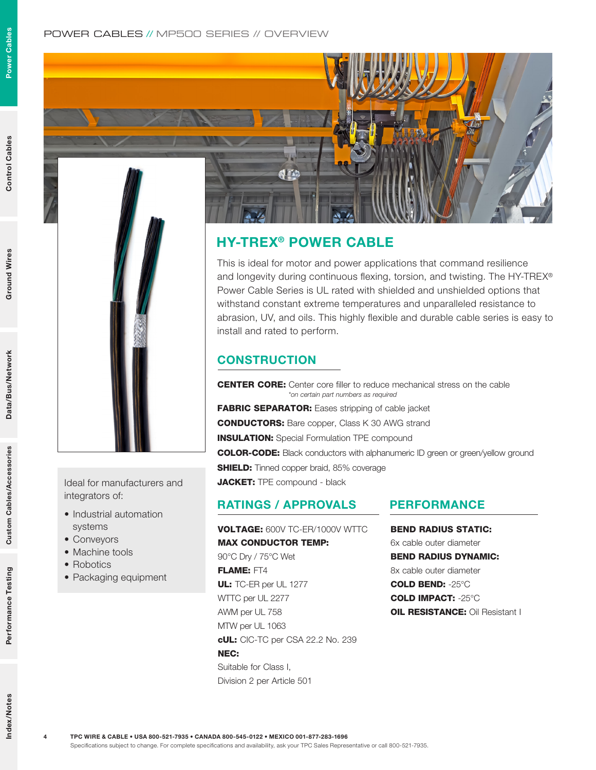## HY-TREX® POWER CABLE

This is ideal for motor and power applications that command resilience and longevity during continuous flexing, torsion, and twisting. The HY-TREX® Power Cable Series is UL rated with shielded and unshielded options that withstand constant extreme temperatures and unparalleled resistance to abrasion, UV, and oils. This highly flexible and durable cable series is easy to install and rated to perform.

Ideal for manufacturers and integrators of:

- Industrial automation systems
- Conveyors
- Machine tools
- Robotics
- Packaging equipment

### CONSTRUCTION

**CENTER CORE:** Center core filler to reduce mechanical stress on the cable
*on certain part numbers as required*

**FABRIC SEPARATOR:** Eases stripping of cable jacket

**CONDUCTORS:** Bare copper, Class K 30 AWG strand

**INSULATION:** Special Formulation TPE compound

**COLOR-CODE:** Black conductors with alphanumeric ID green or green/yellow ground

**SHIELD:** Tinned copper braid, 85% coverage

**JACKET:** TPE compound - black

### RATINGS / APPROVALS

**VOLTAGE:** 600V TC-ER/1000V WTTC

**MAX CONDUCTOR TEMP:**
90°C Dry / 75°C Wet

**FLAME:** FT4

**UL:** TC-ER per UL 1277
WTTC per UL 2277
AWM per UL 758
MTW per UL 1063

**cUL:** CIC-TC per CSA 22.2 No. 239

**NEC:**
Suitable for Class I,
Division 2 per Article 501

### PERFORMANCE

**BEND RADIUS STATIC:**
6x cable outer diameter

**BEND RADIUS DYNAMIC:**
8x cable outer diameter

**COLD BEND:** -25°C

**COLD IMPACT:** -25°C

**OIL RESISTANCE:** Oil Resistant I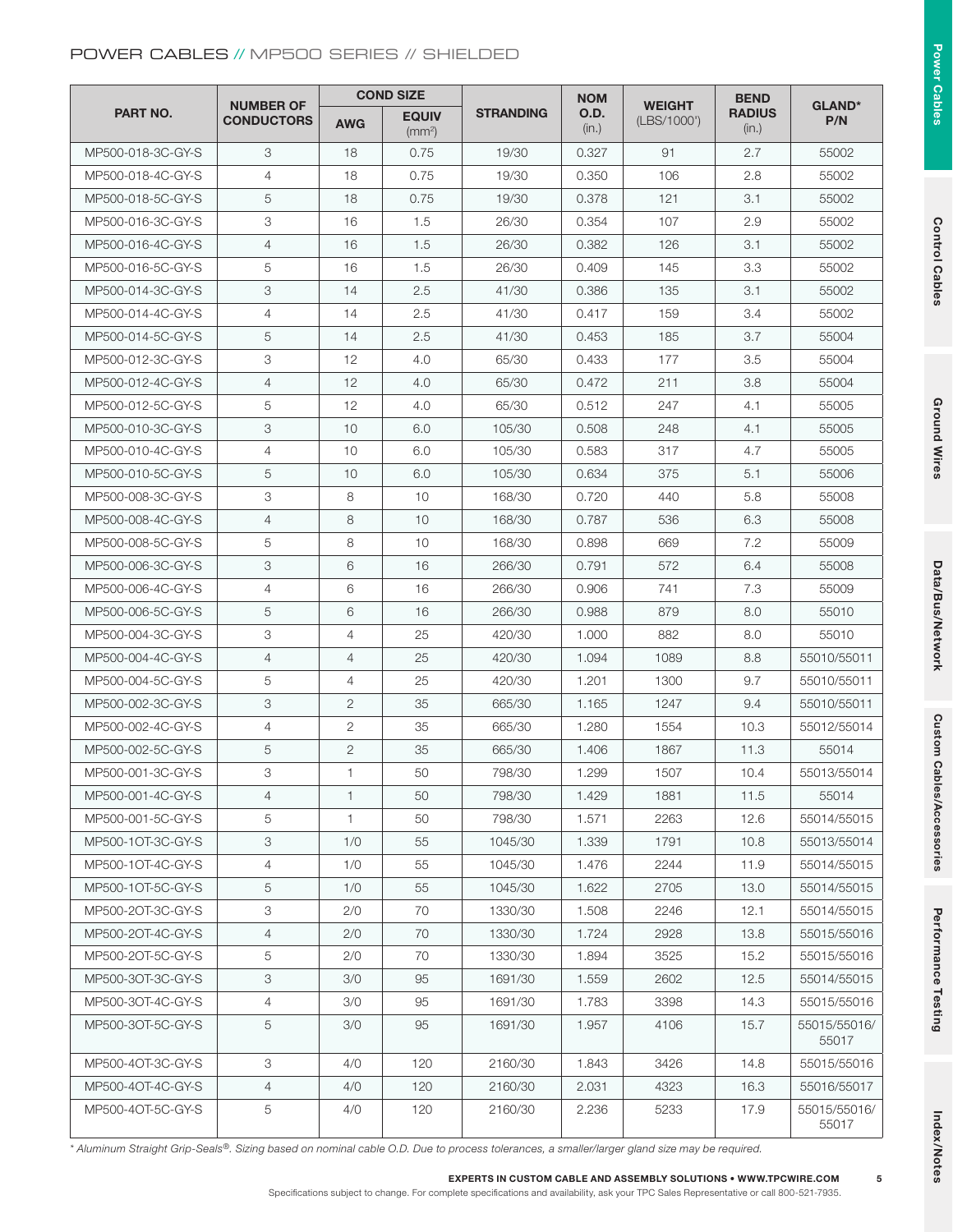## POWER CABLES // MP500 SERIES // SHIELDED

| PART NO. | NUMBER OF CONDUCTORS | COND SIZE | | STRANDING | NOM O.D. (in.) | WEIGHT (LBS/1000') | BEND RADIUS (in.) | GLAND* P/N |
|---|---|---|---|---|---|---|---|---|
| | | AWG | EQUIV ($mm^2$) | | | | | |
| MP500-018-3C-GY-S | 3 | 18 | 0.75 | 19/30 | 0.327 | 91 | 2.7 | 55002 |
| MP500-018-4C-GY-S | 4 | 18 | 0.75 | 19/30 | 0.350 | 106 | 2.8 | 55002 |
| MP500-018-5C-GY-S | 5 | 18 | 0.75 | 19/30 | 0.378 | 121 | 3.1 | 55002 |
| MP500-016-3C-GY-S | 3 | 16 | 1.5 | 26/30 | 0.354 | 107 | 2.9 | 55002 |
| MP500-016-4C-GY-S | 4 | 16 | 1.5 | 26/30 | 0.382 | 126 | 3.1 | 55002 |
| MP500-016-5C-GY-S | 5 | 16 | 1.5 | 26/30 | 0.409 | 145 | 3.3 | 55002 |
| MP500-014-3C-GY-S | 3 | 14 | 2.5 | 41/30 | 0.386 | 135 | 3.1 | 55002 |
| MP500-014-4C-GY-S | 4 | 14 | 2.5 | 41/30 | 0.417 | 159 | 3.4 | 55002 |
| MP500-014-5C-GY-S | 5 | 14 | 2.5 | 41/30 | 0.453 | 185 | 3.7 | 55004 |
| MP500-012-3C-GY-S | 3 | 12 | 4.0 | 65/30 | 0.433 | 177 | 3.5 | 55004 |
| MP500-012-4C-GY-S | 4 | 12 | 4.0 | 65/30 | 0.472 | 211 | 3.8 | 55004 |
| MP500-012-5C-GY-S | 5 | 12 | 4.0 | 65/30 | 0.512 | 247 | 4.1 | 55005 |
| MP500-010-3C-GY-S | 3 | 10 | 6.0 | 105/30 | 0.508 | 248 | 4.1 | 55005 |
| MP500-010-4C-GY-S | 4 | 10 | 6.0 | 105/30 | 0.583 | 317 | 4.7 | 55005 |
| MP500-010-5C-GY-S | 5 | 10 | 6.0 | 105/30 | 0.634 | 375 | 5.1 | 55006 |
| MP500-008-3C-GY-S | 3 | 8 | 10 | 168/30 | 0.720 | 440 | 5.8 | 55008 |
| MP500-008-4C-GY-S | 4 | 8 | 10 | 168/30 | 0.787 | 536 | 6.3 | 55008 |
| MP500-008-5C-GY-S | 5 | 8 | 10 | 168/30 | 0.898 | 669 | 7.2 | 55009 |
| MP500-006-3C-GY-S | 3 | 6 | 16 | 266/30 | 0.791 | 572 | 6.4 | 55008 |
| MP500-006-4C-GY-S | 4 | 6 | 16 | 266/30 | 0.906 | 741 | 7.3 | 55009 |
| MP500-006-5C-GY-S | 5 | 6 | 16 | 266/30 | 0.988 | 879 | 8.0 | 55010 |
| MP500-004-3C-GY-S | 3 | 4 | 25 | 420/30 | 1.000 | 882 | 8.0 | 55010 |
| MP500-004-4C-GY-S | 4 | 4 | 25 | 420/30 | 1.094 | 1089 | 8.8 | 55010/55011 |
| MP500-004-5C-GY-S | 5 | 4 | 25 | 420/30 | 1.201 | 1300 | 9.7 | 55010/55011 |
| MP500-002-3C-GY-S | 3 | 2 | 35 | 665/30 | 1.165 | 1247 | 9.4 | 55010/55011 |
| MP500-002-4C-GY-S | 4 | 2 | 35 | 665/30 | 1.280 | 1554 | 10.3 | 55012/55014 |
| MP500-002-5C-GY-S | 5 | 2 | 35 | 665/30 | 1.406 | 1867 | 11.3 | 55014 |
| MP500-001-3C-GY-S | 3 | 1 | 50 | 798/30 | 1.299 | 1507 | 10.4 | 55013/55014 |
| MP500-001-4C-GY-S | 4 | 1 | 50 | 798/30 | 1.429 | 1881 | 11.5 | 55014 |
| MP500-001-5C-GY-S | 5 | 1 | 50 | 798/30 | 1.571 | 2263 | 12.6 | 55014/55015 |
| MP500-1OT-3C-GY-S | 3 | 1/0 | 55 | 1045/30 | 1.339 | 1791 | 10.8 | 55013/55014 |
| MP500-1OT-4C-GY-S | 4 | 1/0 | 55 | 1045/30 | 1.476 | 2244 | 11.9 | 55014/55015 |
| MP500-1OT-5C-GY-S | 5 | 1/0 | 55 | 1045/30 | 1.622 | 2705 | 13.0 | 55014/55015 |
| MP500-2OT-3C-GY-S | 3 | 2/0 | 70 | 1330/30 | 1.508 | 2246 | 12.1 | 55014/55015 |
| MP500-2OT-4C-GY-S | 4 | 2/0 | 70 | 1330/30 | 1.724 | 2928 | 13.8 | 55015/55016 |
| MP500-2OT-5C-GY-S | 5 | 2/0 | 70 | 1330/30 | 1.894 | 3525 | 15.2 | 55015/55016 |
| MP500-3OT-3C-GY-S | 3 | 3/0 | 95 | 1691/30 | 1.559 | 2602 | 12.5 | 55014/55015 |
| MP500-3OT-4C-GY-S | 4 | 3/0 | 95 | 1691/30 | 1.783 | 3398 | 14.3 | 55015/55016 |
| MP500-3OT-5C-GY-S | 5 | 3/0 | 95 | 1691/30 | 1.957 | 4106 | 15.7 | 55015/55016/55017 |
| MP500-4OT-3C-GY-S | 3 | 4/0 | 120 | 2160/30 | 1.843 | 3426 | 14.8 | 55015/55016 |
| MP500-4OT-4C-GY-S | 4 | 4/0 | 120 | 2160/30 | 2.031 | 4323 | 16.3 | 55016/55017 |
| MP500-4OT-5C-GY-S | 5 | 4/0 | 120 | 2160/30 | 2.236 | 5233 | 17.9 | 55015/55016/55017 |

*\* Aluminum Straight Grip-Seals®. Sizing based on nominal cable O.D. Due to process tolerances, a smaller/larger gland size may be required.*

**EXPERTS IN CUSTOM CABLE AND ASSEMBLY SOLUTIONS • WWW.TPCWIRE.COM**

Specifications subject to change. For complete specifications and availability, ask your TPC Sales Representative or call 800-521-7935.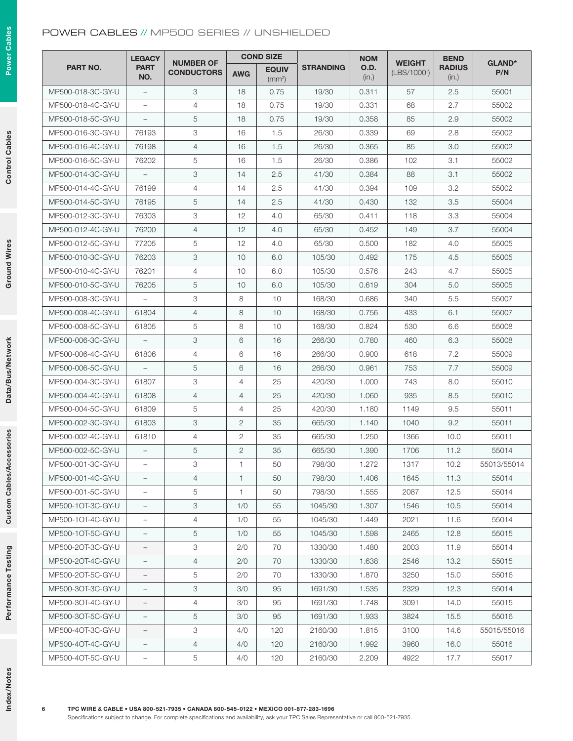## POWER CABLES // MP500 SERIES // UNSHIELDED

| PART NO. | LEGACY PART NO. | NUMBER OF CONDUCTORS | COND SIZE | | STRANDING | NOM O.D. (in.) | WEIGHT (LBS/1000') | BEND RADIUS (in.) | GLAND* P/N |
|---|---|---|---|---|---|---|---|---|---|
| | | | AWG | EQUIV ($mm^2$) | | | | | |
| MP500-018-3C-GY-U | – | 3 | 18 | 0.75 | 19/30 | 0.311 | 57 | 2.5 | 55001 |
| MP500-018-4C-GY-U | – | 4 | 18 | 0.75 | 19/30 | 0.331 | 68 | 2.7 | 55002 |
| MP500-018-5C-GY-U | – | 5 | 18 | 0.75 | 19/30 | 0.358 | 85 | 2.9 | 55002 |
| MP500-016-3C-GY-U | 76193 | 3 | 16 | 1.5 | 26/30 | 0.339 | 69 | 2.8 | 55002 |
| MP500-016-4C-GY-U | 76198 | 4 | 16 | 1.5 | 26/30 | 0.365 | 85 | 3.0 | 55002 |
| MP500-016-5C-GY-U | 76202 | 5 | 16 | 1.5 | 26/30 | 0.386 | 102 | 3.1 | 55002 |
| MP500-014-3C-GY-U | – | 3 | 14 | 2.5 | 41/30 | 0.384 | 88 | 3.1 | 55002 |
| MP500-014-4C-GY-U | 76199 | 4 | 14 | 2.5 | 41/30 | 0.394 | 109 | 3.2 | 55002 |
| MP500-014-5C-GY-U | 76195 | 5 | 14 | 2.5 | 41/30 | 0.430 | 132 | 3.5 | 55004 |
| MP500-012-3C-GY-U | 76303 | 3 | 12 | 4.0 | 65/30 | 0.411 | 118 | 3.3 | 55004 |
| MP500-012-4C-GY-U | 76200 | 4 | 12 | 4.0 | 65/30 | 0.452 | 149 | 3.7 | 55004 |
| MP500-012-5C-GY-U | 77205 | 5 | 12 | 4.0 | 65/30 | 0.500 | 182 | 4.0 | 55005 |
| MP500-010-3C-GY-U | 76203 | 3 | 10 | 6.0 | 105/30 | 0.492 | 175 | 4.5 | 55005 |
| MP500-010-4C-GY-U | 76201 | 4 | 10 | 6.0 | 105/30 | 0.576 | 243 | 4.7 | 55005 |
| MP500-010-5C-GY-U | 76205 | 5 | 10 | 6.0 | 105/30 | 0.619 | 304 | 5.0 | 55005 |
| MP500-008-3C-GY-U | – | 3 | 8 | 10 | 168/30 | 0.686 | 340 | 5.5 | 55007 |
| MP500-008-4C-GY-U | 61804 | 4 | 8 | 10 | 168/30 | 0.756 | 433 | 6.1 | 55007 |
| MP500-008-5C-GY-U | 61805 | 5 | 8 | 10 | 168/30 | 0.824 | 530 | 6.6 | 55008 |
| MP500-006-3C-GY-U | – | 3 | 6 | 16 | 266/30 | 0.780 | 460 | 6.3 | 55008 |
| MP500-006-4C-GY-U | 61806 | 4 | 6 | 16 | 266/30 | 0.900 | 618 | 7.2 | 55009 |
| MP500-006-5C-GY-U | – | 5 | 6 | 16 | 266/30 | 0.961 | 753 | 7.7 | 55009 |
| MP500-004-3C-GY-U | 61807 | 3 | 4 | 25 | 420/30 | 1.000 | 743 | 8.0 | 55010 |
| MP500-004-4C-GY-U | 61808 | 4 | 4 | 25 | 420/30 | 1.060 | 935 | 8.5 | 55010 |
| MP500-004-5C-GY-U | 61809 | 5 | 4 | 25 | 420/30 | 1.180 | 1149 | 9.5 | 55011 |
| MP500-002-3C-GY-U | 61803 | 3 | 2 | 35 | 665/30 | 1.140 | 1040 | 9.2 | 55011 |
| MP500-002-4C-GY-U | 61810 | 4 | 2 | 35 | 665/30 | 1.250 | 1366 | 10.0 | 55011 |
| MP500-002-5C-GY-U | – | 5 | 2 | 35 | 665/30 | 1.390 | 1706 | 11.2 | 55014 |
| MP500-001-3C-GY-U | – | 3 | 1 | 50 | 798/30 | 1.272 | 1317 | 10.2 | 55013/55014 |
| MP500-001-4C-GY-U | – | 4 | 1 | 50 | 798/30 | 1.406 | 1645 | 11.3 | 55014 |
| MP500-001-5C-GY-U | – | 5 | 1 | 50 | 798/30 | 1.555 | 2087 | 12.5 | 55014 |
| MP500-1OT-3C-GY-U | – | 3 | 1/0 | 55 | 1045/30 | 1.307 | 1546 | 10.5 | 55014 |
| MP500-1OT-4C-GY-U | – | 4 | 1/0 | 55 | 1045/30 | 1.449 | 2021 | 11.6 | 55014 |
| MP500-1OT-5C-GY-U | – | 5 | 1/0 | 55 | 1045/30 | 1.598 | 2465 | 12.8 | 55015 |
| MP500-2OT-3C-GY-U | – | 3 | 2/0 | 70 | 1330/30 | 1.480 | 2003 | 11.9 | 55014 |
| MP500-2OT-4C-GY-U | – | 4 | 2/0 | 70 | 1330/30 | 1.638 | 2546 | 13.2 | 55015 |
| MP500-2OT-5C-GY-U | – | 5 | 2/0 | 70 | 1330/30 | 1.870 | 3250 | 15.0 | 55016 |
| MP500-3OT-3C-GY-U | – | 3 | 3/0 | 95 | 1691/30 | 1.535 | 2329 | 12.3 | 55014 |
| MP500-3OT-4C-GY-U | – | 4 | 3/0 | 95 | 1691/30 | 1.748 | 3091 | 14.0 | 55015 |
| MP500-3OT-5C-GY-U | – | 5 | 3/0 | 95 | 1691/30 | 1.933 | 3824 | 15.5 | 55016 |
| MP500-4OT-3C-GY-U | – | 3 | 4/0 | 120 | 2160/30 | 1.815 | 3100 | 14.6 | 55015/55016 |
| MP500-4OT-4C-GY-U | – | 4 | 4/0 | 120 | 2160/30 | 1.992 | 3960 | 16.0 | 55016 |
| MP500-4OT-5C-GY-U | – | 5 | 4/0 | 120 | 2160/30 | 2.209 | 4922 | 17.7 | 55017 |

**TPC WIRE & CABLE • USA 800-521-7935 • CANADA 800-545-0122 • MEXICO 001-877-283-1696**

Specifications subject to change. For complete specifications and availability, ask your TPC Sales Representative or call 800-521-7935.